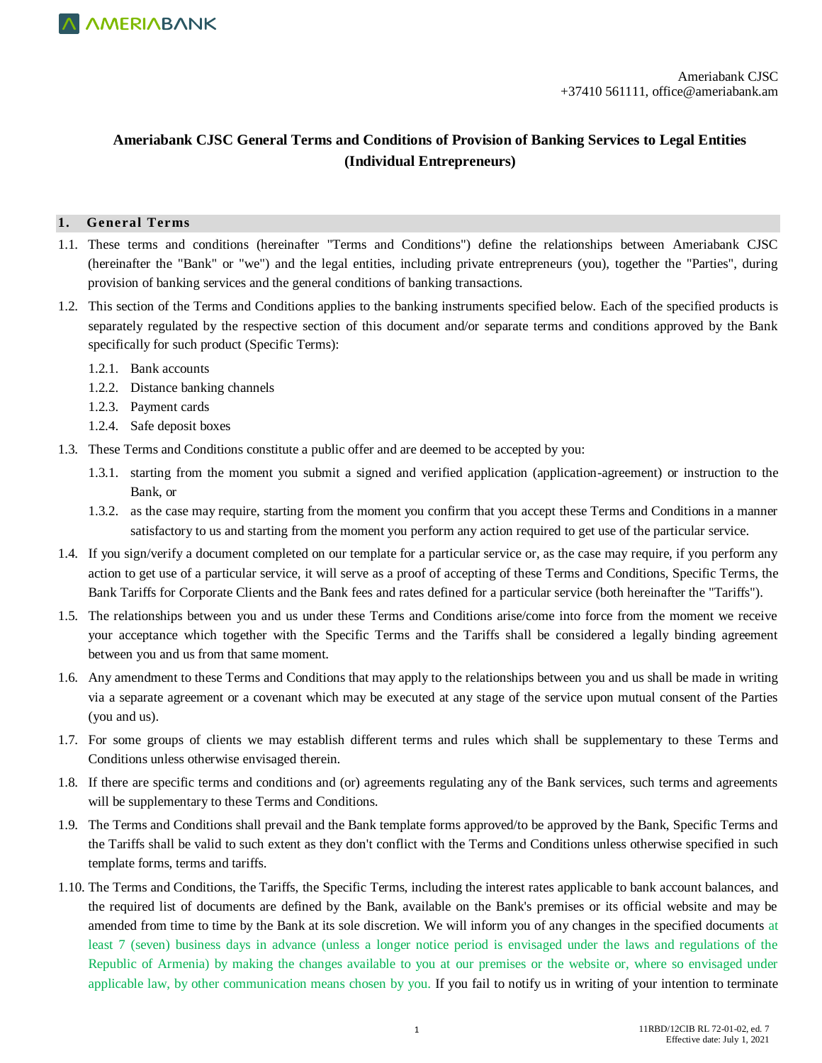Ameriabank CJSC
+37410 561111, office@ameriabank.am

# Ameriabank CJSC General Terms and Conditions of Provision of Banking Services to Legal Entities (Individual Entrepreneurs)

## 1. General Terms

1.1. These terms and conditions (hereinafter "Terms and Conditions") define the relationships between Ameriabank CJSC (hereinafter the "Bank" or "we") and the legal entities, including private entrepreneurs (you), together the "Parties", during provision of banking services and the general conditions of banking transactions.

1.2. This section of the Terms and Conditions applies to the banking instruments specified below. Each of the specified products is separately regulated by the respective section of this document and/or separate terms and conditions approved by the Bank specifically for such product (Specific Terms):

1.2.1. Bank accounts
1.2.2. Distance banking channels
1.2.3. Payment cards
1.2.4. Safe deposit boxes

1.3. These Terms and Conditions constitute a public offer and are deemed to be accepted by you:

1.3.1. starting from the moment you submit a signed and verified application (application-agreement) or instruction to the Bank, or
1.3.2. as the case may require, starting from the moment you confirm that you accept these Terms and Conditions in a manner satisfactory to us and starting from the moment you perform any action required to get use of the particular service.

1.4. If you sign/verify a document completed on our template for a particular service or, as the case may require, if you perform any action to get use of a particular service, it will serve as a proof of accepting of these Terms and Conditions, Specific Terms, the Bank Tariffs for Corporate Clients and the Bank fees and rates defined for a particular service (both hereinafter the "Tariffs").

1.5. The relationships between you and us under these Terms and Conditions arise/come into force from the moment we receive your acceptance which together with the Specific Terms and the Tariffs shall be considered a legally binding agreement between you and us from that same moment.

1.6. Any amendment to these Terms and Conditions that may apply to the relationships between you and us shall be made in writing via a separate agreement or a covenant which may be executed at any stage of the service upon mutual consent of the Parties (you and us).

1.7. For some groups of clients we may establish different terms and rules which shall be supplementary to these Terms and Conditions unless otherwise envisaged therein.

1.8. If there are specific terms and conditions and (or) agreements regulating any of the Bank services, such terms and agreements will be supplementary to these Terms and Conditions.

1.9. The Terms and Conditions shall prevail and the Bank template forms approved/to be approved by the Bank, Specific Terms and the Tariffs shall be valid to such extent as they don't conflict with the Terms and Conditions unless otherwise specified in such template forms, terms and tariffs.

1.10. The Terms and Conditions, the Tariffs, the Specific Terms, including the interest rates applicable to bank account balances, and the required list of documents are defined by the Bank, available on the Bank's premises or its official website and may be amended from time to time by the Bank at its sole discretion. We will inform you of any changes in the specified documents at least 7 (seven) business days in advance (unless a longer notice period is envisaged under the laws and regulations of the Republic of Armenia) by making the changes available to you at our premises or the website or, where so envisaged under applicable law, by other communication means chosen by you. If you fail to notify us in writing of your intention to terminate

11RBD/12CIB RL 72-01-02, ed. 7
Effective date: July 1, 2021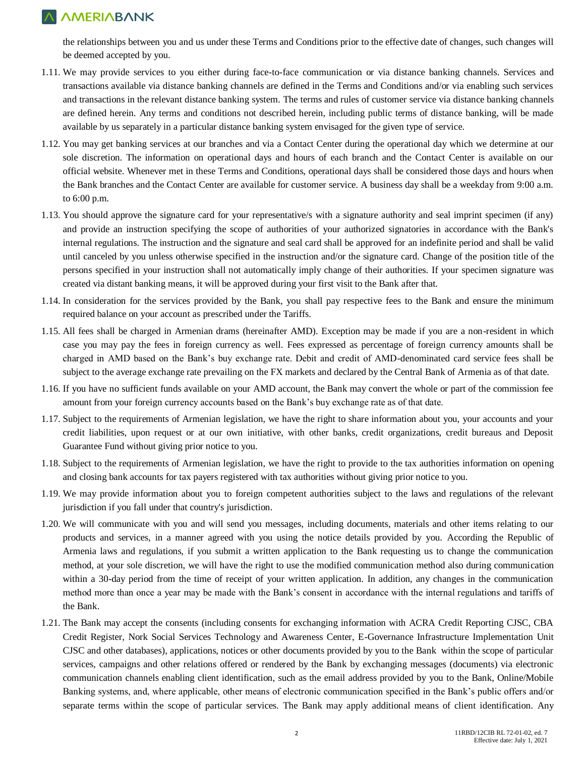the relationships between you and us under these Terms and Conditions prior to the effective date of changes, such changes will be deemed accepted by you.

1.11. We may provide services to you either during face-to-face communication or via distance banking channels. Services and transactions available via distance banking channels are defined in the Terms and Conditions and/or via enabling such services and transactions in the relevant distance banking system. The terms and rules of customer service via distance banking channels are defined herein. Any terms and conditions not described herein, including public terms of distance banking, will be made available by us separately in a particular distance banking system envisaged for the given type of service.

1.12. You may get banking services at our branches and via a Contact Center during the operational day which we determine at our sole discretion. The information on operational days and hours of each branch and the Contact Center is available on our official website. Whenever met in these Terms and Conditions, operational days shall be considered those days and hours when the Bank branches and the Contact Center are available for customer service. A business day shall be a weekday from 9:00 a.m. to 6:00 p.m.

1.13. You should approve the signature card for your representative/s with a signature authority and seal imprint specimen (if any) and provide an instruction specifying the scope of authorities of your authorized signatories in accordance with the Bank's internal regulations. The instruction and the signature and seal card shall be approved for an indefinite period and shall be valid until canceled by you unless otherwise specified in the instruction and/or the signature card. Change of the position title of the persons specified in your instruction shall not automatically imply change of their authorities. If your specimen signature was created via distant banking means, it will be approved during your first visit to the Bank after that.

1.14. In consideration for the services provided by the Bank, you shall pay respective fees to the Bank and ensure the minimum required balance on your account as prescribed under the Tariffs.

1.15. All fees shall be charged in Armenian drams (hereinafter AMD). Exception may be made if you are a non-resident in which case you may pay the fees in foreign currency as well. Fees expressed as percentage of foreign currency amounts shall be charged in AMD based on the Bank's buy exchange rate. Debit and credit of AMD-denominated card service fees shall be subject to the average exchange rate prevailing on the FX markets and declared by the Central Bank of Armenia as of that date.

1.16. If you have no sufficient funds available on your AMD account, the Bank may convert the whole or part of the commission fee amount from your foreign currency accounts based on the Bank's buy exchange rate as of that date.

1.17. Subject to the requirements of Armenian legislation, we have the right to share information about you, your accounts and your credit liabilities, upon request or at our own initiative, with other banks, credit organizations, credit bureaus and Deposit Guarantee Fund without giving prior notice to you.

1.18. Subject to the requirements of Armenian legislation, we have the right to provide to the tax authorities information on opening and closing bank accounts for tax payers registered with tax authorities without giving prior notice to you.

1.19. We may provide information about you to foreign competent authorities subject to the laws and regulations of the relevant jurisdiction if you fall under that country's jurisdiction.

1.20. We will communicate with you and will send you messages, including documents, materials and other items relating to our products and services, in a manner agreed with you using the notice details provided by you. According the Republic of Armenia laws and regulations, if you submit a written application to the Bank requesting us to change the communication method, at your sole discretion, we will have the right to use the modified communication method also during communication within a 30-day period from the time of receipt of your written application. In addition, any changes in the communication method more than once a year may be made with the Bank's consent in accordance with the internal regulations and tariffs of the Bank.

1.21. The Bank may accept the consents (including consents for exchanging information with ACRA Credit Reporting CJSC, CBA Credit Register, Nork Social Services Technology and Awareness Center, E-Governance Infrastructure Implementation Unit CJSC and other databases), applications, notices or other documents provided by you to the Bank within the scope of particular services, campaigns and other relations offered or rendered by the Bank by exchanging messages (documents) via electronic communication channels enabling client identification, such as the email address provided by you to the Bank, Online/Mobile Banking systems, and, where applicable, other means of electronic communication specified in the Bank's public offers and/or separate terms within the scope of particular services. The Bank may apply additional means of client identification. Any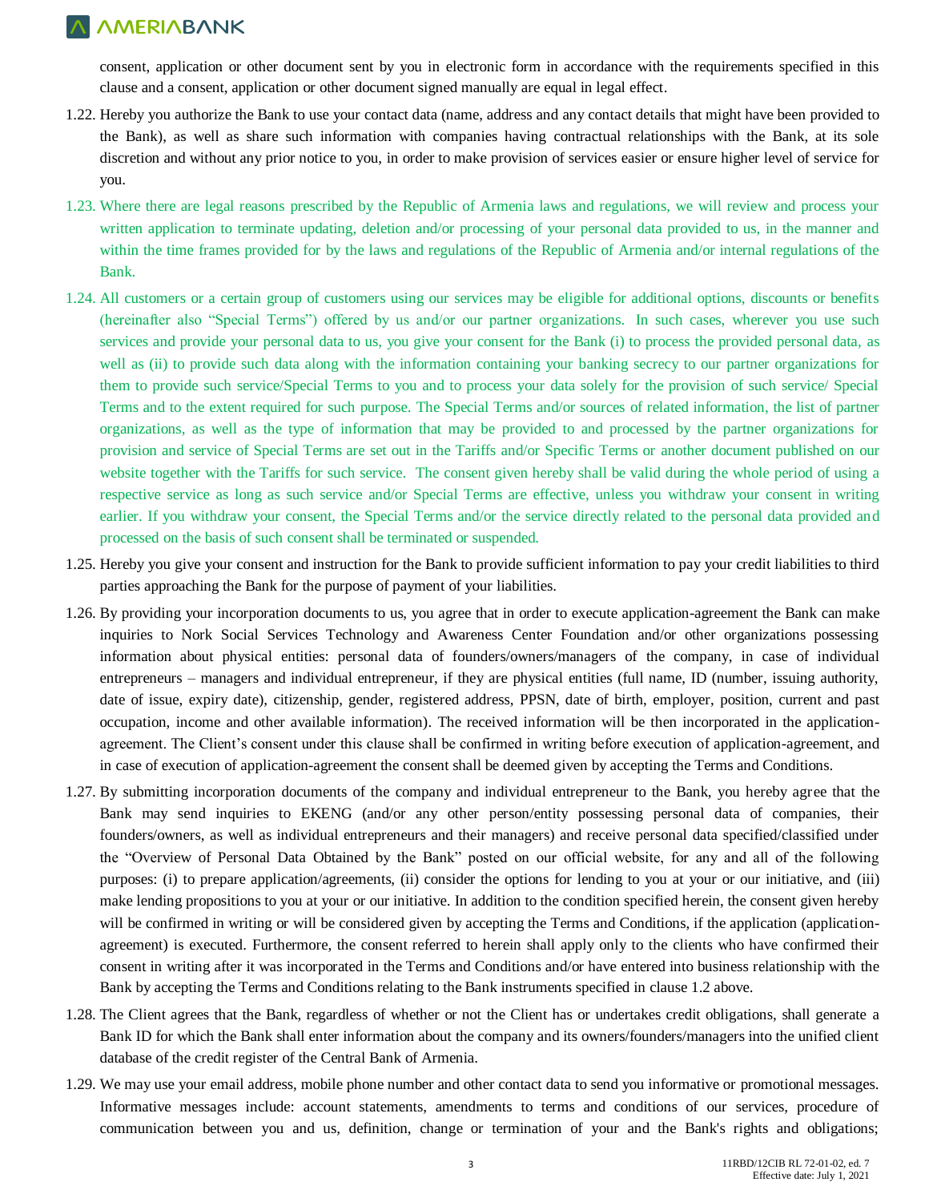consent, application or other document sent by you in electronic form in accordance with the requirements specified in this clause and a consent, application or other document signed manually are equal in legal effect.

1.22. Hereby you authorize the Bank to use your contact data (name, address and any contact details that might have been provided to the Bank), as well as share such information with companies having contractual relationships with the Bank, at its sole discretion and without any prior notice to you, in order to make provision of services easier or ensure higher level of service for you.

1.23. Where there are legal reasons prescribed by the Republic of Armenia laws and regulations, we will review and process your written application to terminate updating, deletion and/or processing of your personal data provided to us, in the manner and within the time frames provided for by the laws and regulations of the Republic of Armenia and/or internal regulations of the Bank.

1.24. All customers or a certain group of customers using our services may be eligible for additional options, discounts or benefits (hereinafter also "Special Terms") offered by us and/or our partner organizations. In such cases, wherever you use such services and provide your personal data to us, you give your consent for the Bank (i) to process the provided personal data, as well as (ii) to provide such data along with the information containing your banking secrecy to our partner organizations for them to provide such service/Special Terms to you and to process your data solely for the provision of such service/ Special Terms and to the extent required for such purpose. The Special Terms and/or sources of related information, the list of partner organizations, as well as the type of information that may be provided to and processed by the partner organizations for provision and service of Special Terms are set out in the Tariffs and/or Specific Terms or another document published on our website together with the Tariffs for such service. The consent given hereby shall be valid during the whole period of using a respective service as long as such service and/or Special Terms are effective, unless you withdraw your consent in writing earlier. If you withdraw your consent, the Special Terms and/or the service directly related to the personal data provided and processed on the basis of such consent shall be terminated or suspended.

1.25. Hereby you give your consent and instruction for the Bank to provide sufficient information to pay your credit liabilities to third parties approaching the Bank for the purpose of payment of your liabilities.

1.26. By providing your incorporation documents to us, you agree that in order to execute application-agreement the Bank can make inquiries to Nork Social Services Technology and Awareness Center Foundation and/or other organizations possessing information about physical entities: personal data of founders/owners/managers of the company, in case of individual entrepreneurs – managers and individual entrepreneur, if they are physical entities (full name, ID (number, issuing authority, date of issue, expiry date), citizenship, gender, registered address, PPSN, date of birth, employer, position, current and past occupation, income and other available information). The received information will be then incorporated in the application-agreement. The Client's consent under this clause shall be confirmed in writing before execution of application-agreement, and in case of execution of application-agreement the consent shall be deemed given by accepting the Terms and Conditions.

1.27. By submitting incorporation documents of the company and individual entrepreneur to the Bank, you hereby agree that the Bank may send inquiries to EKENG (and/or any other person/entity possessing personal data of companies, their founders/owners, as well as individual entrepreneurs and their managers) and receive personal data specified/classified under the "Overview of Personal Data Obtained by the Bank" posted on our official website, for any and all of the following purposes: (i) to prepare application/agreements, (ii) consider the options for lending to you at your or our initiative, and (iii) make lending propositions to you at your or our initiative. In addition to the condition specified herein, the consent given hereby will be confirmed in writing or will be considered given by accepting the Terms and Conditions, if the application (application-agreement) is executed. Furthermore, the consent referred to herein shall apply only to the clients who have confirmed their consent in writing after it was incorporated in the Terms and Conditions and/or have entered into business relationship with the Bank by accepting the Terms and Conditions relating to the Bank instruments specified in clause 1.2 above.

1.28. The Client agrees that the Bank, regardless of whether or not the Client has or undertakes credit obligations, shall generate a Bank ID for which the Bank shall enter information about the company and its owners/founders/managers into the unified client database of the credit register of the Central Bank of Armenia.

1.29. We may use your email address, mobile phone number and other contact data to send you informative or promotional messages. Informative messages include: account statements, amendments to terms and conditions of our services, procedure of communication between you and us, definition, change or termination of your and the Bank's rights and obligations;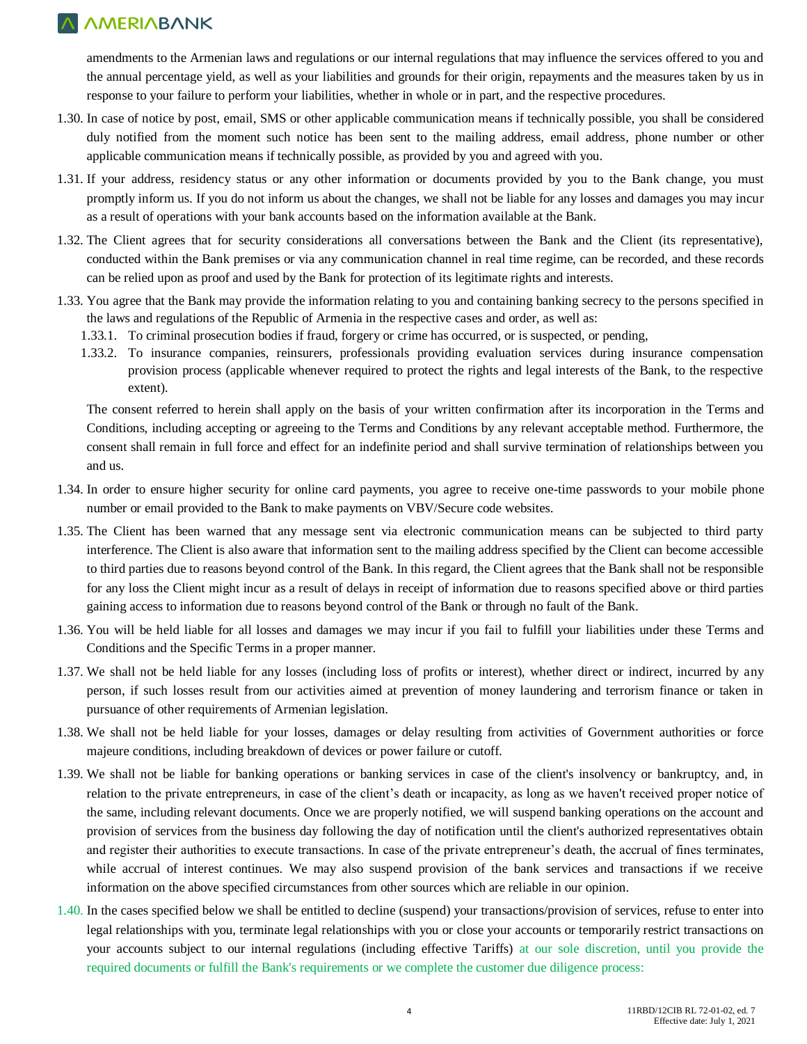amendments to the Armenian laws and regulations or our internal regulations that may influence the services offered to you and the annual percentage yield, as well as your liabilities and grounds for their origin, repayments and the measures taken by us in response to your failure to perform your liabilities, whether in whole or in part, and the respective procedures.

1.30. In case of notice by post, email, SMS or other applicable communication means if technically possible, you shall be considered duly notified from the moment such notice has been sent to the mailing address, email address, phone number or other applicable communication means if technically possible, as provided by you and agreed with you.

1.31. If your address, residency status or any other information or documents provided by you to the Bank change, you must promptly inform us. If you do not inform us about the changes, we shall not be liable for any losses and damages you may incur as a result of operations with your bank accounts based on the information available at the Bank.

1.32. The Client agrees that for security considerations all conversations between the Bank and the Client (its representative), conducted within the Bank premises or via any communication channel in real time regime, can be recorded, and these records can be relied upon as proof and used by the Bank for protection of its legitimate rights and interests.

1.33. You agree that the Bank may provide the information relating to you and containing banking secrecy to the persons specified in the laws and regulations of the Republic of Armenia in the respective cases and order, as well as:

1.33.1. To criminal prosecution bodies if fraud, forgery or crime has occurred, or is suspected, or pending,

1.33.2. To insurance companies, reinsurers, professionals providing evaluation services during insurance compensation provision process (applicable whenever required to protect the rights and legal interests of the Bank, to the respective extent).

The consent referred to herein shall apply on the basis of your written confirmation after its incorporation in the Terms and Conditions, including accepting or agreeing to the Terms and Conditions by any relevant acceptable method. Furthermore, the consent shall remain in full force and effect for an indefinite period and shall survive termination of relationships between you and us.

1.34. In order to ensure higher security for online card payments, you agree to receive one-time passwords to your mobile phone number or email provided to the Bank to make payments on VBV/Secure code websites.

1.35. The Client has been warned that any message sent via electronic communication means can be subjected to third party interference. The Client is also aware that information sent to the mailing address specified by the Client can become accessible to third parties due to reasons beyond control of the Bank. In this regard, the Client agrees that the Bank shall not be responsible for any loss the Client might incur as a result of delays in receipt of information due to reasons specified above or third parties gaining access to information due to reasons beyond control of the Bank or through no fault of the Bank.

1.36. You will be held liable for all losses and damages we may incur if you fail to fulfill your liabilities under these Terms and Conditions and the Specific Terms in a proper manner.

1.37. We shall not be held liable for any losses (including loss of profits or interest), whether direct or indirect, incurred by any person, if such losses result from our activities aimed at prevention of money laundering and terrorism finance or taken in pursuance of other requirements of Armenian legislation.

1.38. We shall not be held liable for your losses, damages or delay resulting from activities of Government authorities or force majeure conditions, including breakdown of devices or power failure or cutoff.

1.39. We shall not be liable for banking operations or banking services in case of the client's insolvency or bankruptcy, and, in relation to the private entrepreneurs, in case of the client's death or incapacity, as long as we haven't received proper notice of the same, including relevant documents. Once we are properly notified, we will suspend banking operations on the account and provision of services from the business day following the day of notification until the client's authorized representatives obtain and register their authorities to execute transactions. In case of the private entrepreneur's death, the accrual of fines terminates, while accrual of interest continues. We may also suspend provision of the bank services and transactions if we receive information on the above specified circumstances from other sources which are reliable in our opinion.

1.40. In the cases specified below we shall be entitled to decline (suspend) your transactions/provision of services, refuse to enter into legal relationships with you, terminate legal relationships with you or close your accounts or temporarily restrict transactions on your accounts subject to our internal regulations (including effective Tariffs) at our sole discretion, until you provide the required documents or fulfill the Bank's requirements or we complete the customer due diligence process: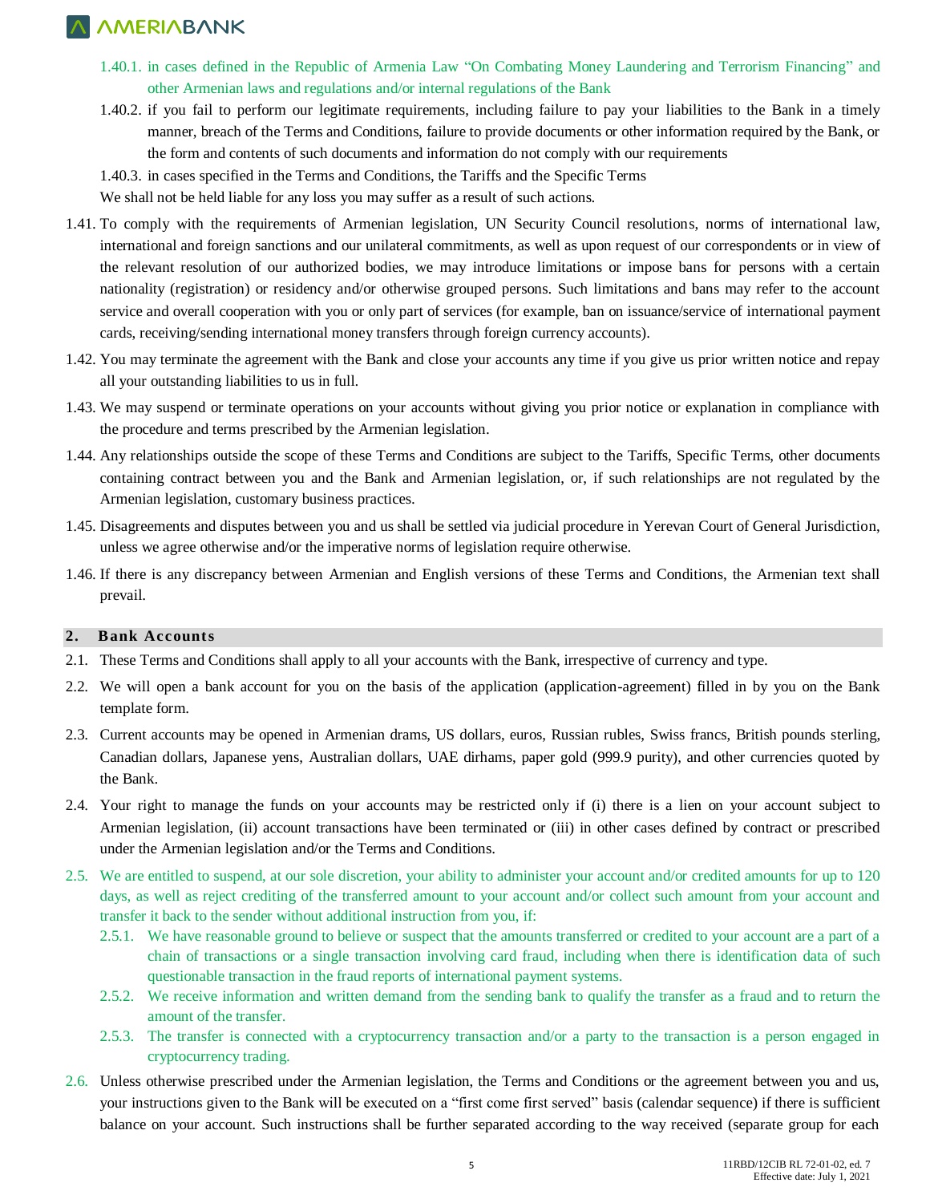1.40.1. in cases defined in the Republic of Armenia Law “On Combating Money Laundering and Terrorism Financing” and other Armenian laws and regulations and/or internal regulations of the Bank

1.40.2. if you fail to perform our legitimate requirements, including failure to pay your liabilities to the Bank in a timely manner, breach of the Terms and Conditions, failure to provide documents or other information required by the Bank, or the form and contents of such documents and information do not comply with our requirements

1.40.3. in cases specified in the Terms and Conditions, the Tariffs and the Specific Terms

We shall not be held liable for any loss you may suffer as a result of such actions.

1.41. To comply with the requirements of Armenian legislation, UN Security Council resolutions, norms of international law, international and foreign sanctions and our unilateral commitments, as well as upon request of our correspondents or in view of the relevant resolution of our authorized bodies, we may introduce limitations or impose bans for persons with a certain nationality (registration) or residency and/or otherwise grouped persons. Such limitations and bans may refer to the account service and overall cooperation with you or only part of services (for example, ban on issuance/service of international payment cards, receiving/sending international money transfers through foreign currency accounts).

1.42. You may terminate the agreement with the Bank and close your accounts any time if you give us prior written notice and repay all your outstanding liabilities to us in full.

1.43. We may suspend or terminate operations on your accounts without giving you prior notice or explanation in compliance with the procedure and terms prescribed by the Armenian legislation.

1.44. Any relationships outside the scope of these Terms and Conditions are subject to the Tariffs, Specific Terms, other documents containing contract between you and the Bank and Armenian legislation, or, if such relationships are not regulated by the Armenian legislation, customary business practices.

1.45. Disagreements and disputes between you and us shall be settled via judicial procedure in Yerevan Court of General Jurisdiction, unless we agree otherwise and/or the imperative norms of legislation require otherwise.

1.46. If there is any discrepancy between Armenian and English versions of these Terms and Conditions, the Armenian text shall prevail.

## 2. Bank Accounts

2.1. These Terms and Conditions shall apply to all your accounts with the Bank, irrespective of currency and type.

2.2. We will open a bank account for you on the basis of the application (application-agreement) filled in by you on the Bank template form.

2.3. Current accounts may be opened in Armenian drams, US dollars, euros, Russian rubles, Swiss francs, British pounds sterling, Canadian dollars, Japanese yens, Australian dollars, UAE dirhams, paper gold (999.9 purity), and other currencies quoted by the Bank.

2.4. Your right to manage the funds on your accounts may be restricted only if (i) there is a lien on your account subject to Armenian legislation, (ii) account transactions have been terminated or (iii) in other cases defined by contract or prescribed under the Armenian legislation and/or the Terms and Conditions.

2.5. We are entitled to suspend, at our sole discretion, your ability to administer your account and/or credited amounts for up to 120 days, as well as reject crediting of the transferred amount to your account and/or collect such amount from your account and transfer it back to the sender without additional instruction from you, if:

2.5.1. We have reasonable ground to believe or suspect that the amounts transferred or credited to your account are a part of a chain of transactions or a single transaction involving card fraud, including when there is identification data of such questionable transaction in the fraud reports of international payment systems.

2.5.2. We receive information and written demand from the sending bank to qualify the transfer as a fraud and to return the amount of the transfer.

2.5.3. The transfer is connected with a cryptocurrency transaction and/or a party to the transaction is a person engaged in cryptocurrency trading.

2.6. Unless otherwise prescribed under the Armenian legislation, the Terms and Conditions or the agreement between you and us, your instructions given to the Bank will be executed on a “first come first served” basis (calendar sequence) if there is sufficient balance on your account. Such instructions shall be further separated according to the way received (separate group for each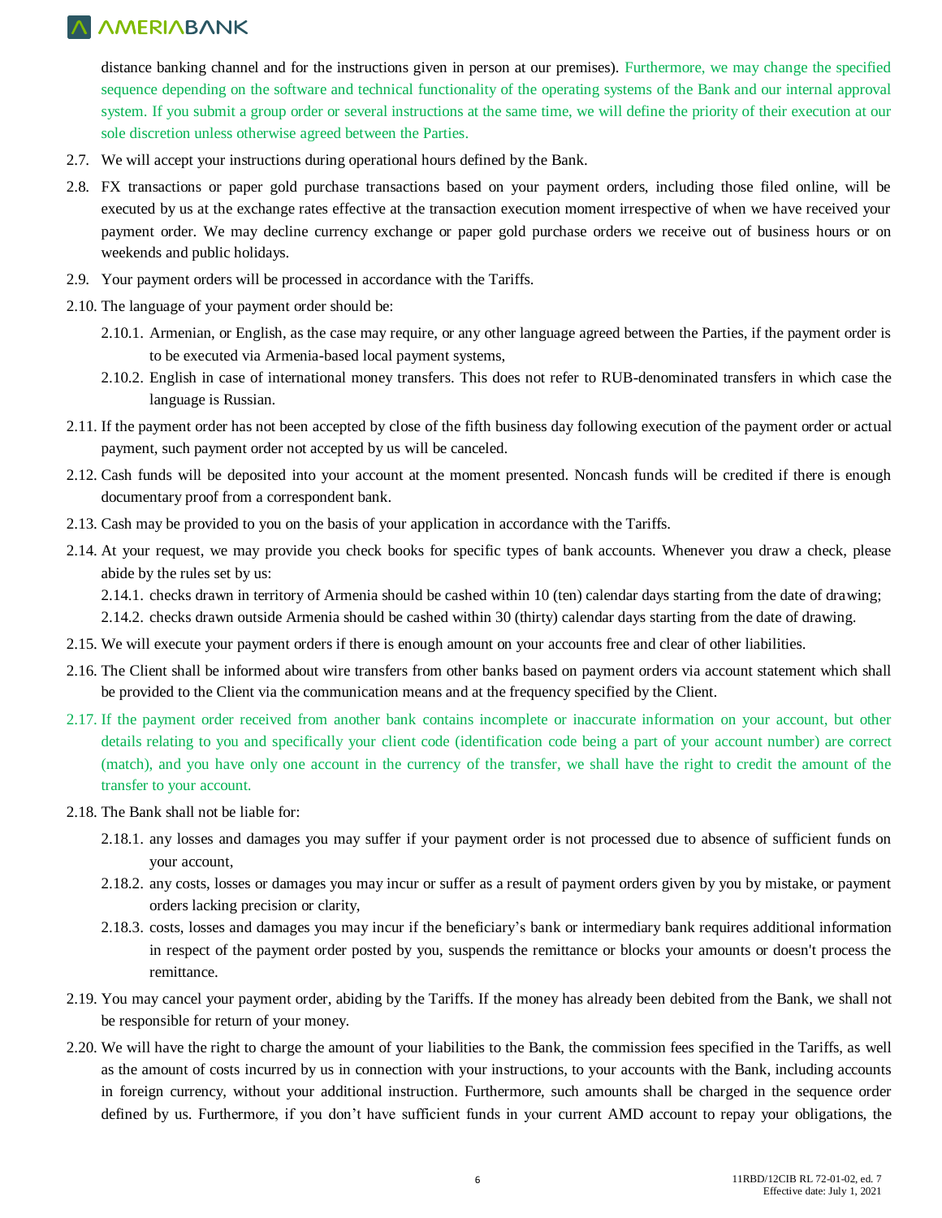distance banking channel and for the instructions given in person at our premises). Furthermore, we may change the specified sequence depending on the software and technical functionality of the operating systems of the Bank and our internal approval system. If you submit a group order or several instructions at the same time, we will define the priority of their execution at our sole discretion unless otherwise agreed between the Parties.

2.7. We will accept your instructions during operational hours defined by the Bank.

2.8. FX transactions or paper gold purchase transactions based on your payment orders, including those filed online, will be executed by us at the exchange rates effective at the transaction execution moment irrespective of when we have received your payment order. We may decline currency exchange or paper gold purchase orders we receive out of business hours or on weekends and public holidays.

2.9. Your payment orders will be processed in accordance with the Tariffs.

2.10. The language of your payment order should be:

2.10.1. Armenian, or English, as the case may require, or any other language agreed between the Parties, if the payment order is to be executed via Armenia-based local payment systems,

2.10.2. English in case of international money transfers. This does not refer to RUB-denominated transfers in which case the language is Russian.

2.11. If the payment order has not been accepted by close of the fifth business day following execution of the payment order or actual payment, such payment order not accepted by us will be canceled.

2.12. Cash funds will be deposited into your account at the moment presented. Noncash funds will be credited if there is enough documentary proof from a correspondent bank.

2.13. Cash may be provided to you on the basis of your application in accordance with the Tariffs.

2.14. At your request, we may provide you check books for specific types of bank accounts. Whenever you draw a check, please abide by the rules set by us:

2.14.1. checks drawn in territory of Armenia should be cashed within 10 (ten) calendar days starting from the date of drawing;

2.14.2. checks drawn outside Armenia should be cashed within 30 (thirty) calendar days starting from the date of drawing.

2.15. We will execute your payment orders if there is enough amount on your accounts free and clear of other liabilities.

2.16. The Client shall be informed about wire transfers from other banks based on payment orders via account statement which shall be provided to the Client via the communication means and at the frequency specified by the Client.

2.17. If the payment order received from another bank contains incomplete or inaccurate information on your account, but other details relating to you and specifically your client code (identification code being a part of your account number) are correct (match), and you have only one account in the currency of the transfer, we shall have the right to credit the amount of the transfer to your account.

2.18. The Bank shall not be liable for:

2.18.1. any losses and damages you may suffer if your payment order is not processed due to absence of sufficient funds on your account,

2.18.2. any costs, losses or damages you may incur or suffer as a result of payment orders given by you by mistake, or payment orders lacking precision or clarity,

2.18.3. costs, losses and damages you may incur if the beneficiary's bank or intermediary bank requires additional information in respect of the payment order posted by you, suspends the remittance or blocks your amounts or doesn't process the remittance.

2.19. You may cancel your payment order, abiding by the Tariffs. If the money has already been debited from the Bank, we shall not be responsible for return of your money.

2.20. We will have the right to charge the amount of your liabilities to the Bank, the commission fees specified in the Tariffs, as well as the amount of costs incurred by us in connection with your instructions, to your accounts with the Bank, including accounts in foreign currency, without your additional instruction. Furthermore, such amounts shall be charged in the sequence order defined by us. Furthermore, if you don't have sufficient funds in your current AMD account to repay your obligations, the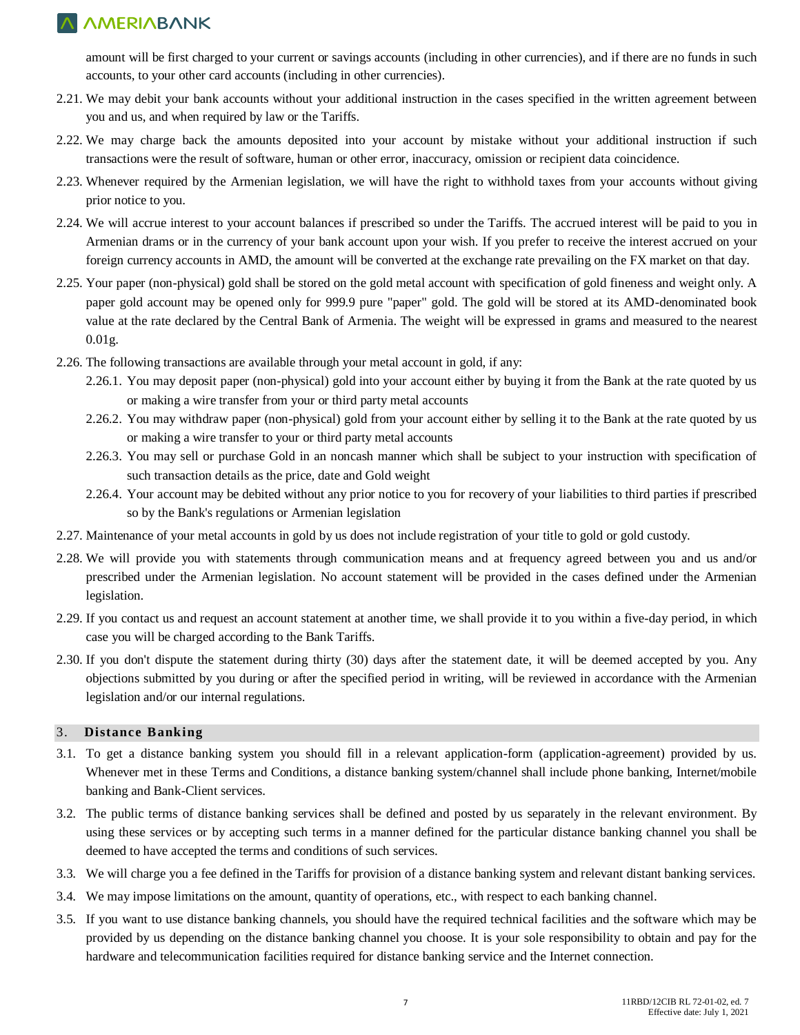amount will be first charged to your current or savings accounts (including in other currencies), and if there are no funds in such accounts, to your other card accounts (including in other currencies).

2.21. We may debit your bank accounts without your additional instruction in the cases specified in the written agreement between you and us, and when required by law or the Tariffs.

2.22. We may charge back the amounts deposited into your account by mistake without your additional instruction if such transactions were the result of software, human or other error, inaccuracy, omission or recipient data coincidence.

2.23. Whenever required by the Armenian legislation, we will have the right to withhold taxes from your accounts without giving prior notice to you.

2.24. We will accrue interest to your account balances if prescribed so under the Tariffs. The accrued interest will be paid to you in Armenian drams or in the currency of your bank account upon your wish. If you prefer to receive the interest accrued on your foreign currency accounts in AMD, the amount will be converted at the exchange rate prevailing on the FX market on that day.

2.25. Your paper (non-physical) gold shall be stored on the gold metal account with specification of gold fineness and weight only. A paper gold account may be opened only for 999.9 pure "paper" gold. The gold will be stored at its AMD-denominated book value at the rate declared by the Central Bank of Armenia. The weight will be expressed in grams and measured to the nearest 0.01g.

2.26. The following transactions are available through your metal account in gold, if any:

   2.26.1. You may deposit paper (non-physical) gold into your account either by buying it from the Bank at the rate quoted by us or making a wire transfer from your or third party metal accounts

   2.26.2. You may withdraw paper (non-physical) gold from your account either by selling it to the Bank at the rate quoted by us or making a wire transfer to your or third party metal accounts

   2.26.3. You may sell or purchase Gold in an noncash manner which shall be subject to your instruction with specification of such transaction details as the price, date and Gold weight

   2.26.4. Your account may be debited without any prior notice to you for recovery of your liabilities to third parties if prescribed so by the Bank's regulations or Armenian legislation

2.27. Maintenance of your metal accounts in gold by us does not include registration of your title to gold or gold custody.

2.28. We will provide you with statements through communication means and at frequency agreed between you and us and/or prescribed under the Armenian legislation. No account statement will be provided in the cases defined under the Armenian legislation.

2.29. If you contact us and request an account statement at another time, we shall provide it to you within a five-day period, in which case you will be charged according to the Bank Tariffs.

2.30. If you don't dispute the statement during thirty (30) days after the statement date, it will be deemed accepted by you. Any objections submitted by you during or after the specified period in writing, will be reviewed in accordance with the Armenian legislation and/or our internal regulations.

## 3. Distance Banking

3.1. To get a distance banking system you should fill in a relevant application-form (application-agreement) provided by us. Whenever met in these Terms and Conditions, a distance banking system/channel shall include phone banking, Internet/mobile banking and Bank-Client services.

3.2. The public terms of distance banking services shall be defined and posted by us separately in the relevant environment. By using these services or by accepting such terms in a manner defined for the particular distance banking channel you shall be deemed to have accepted the terms and conditions of such services.

3.3. We will charge you a fee defined in the Tariffs for provision of a distance banking system and relevant distant banking services.

3.4. We may impose limitations on the amount, quantity of operations, etc., with respect to each banking channel.

3.5. If you want to use distance banking channels, you should have the required technical facilities and the software which may be provided by us depending on the distance banking channel you choose. It is your sole responsibility to obtain and pay for the hardware and telecommunication facilities required for distance banking service and the Internet connection.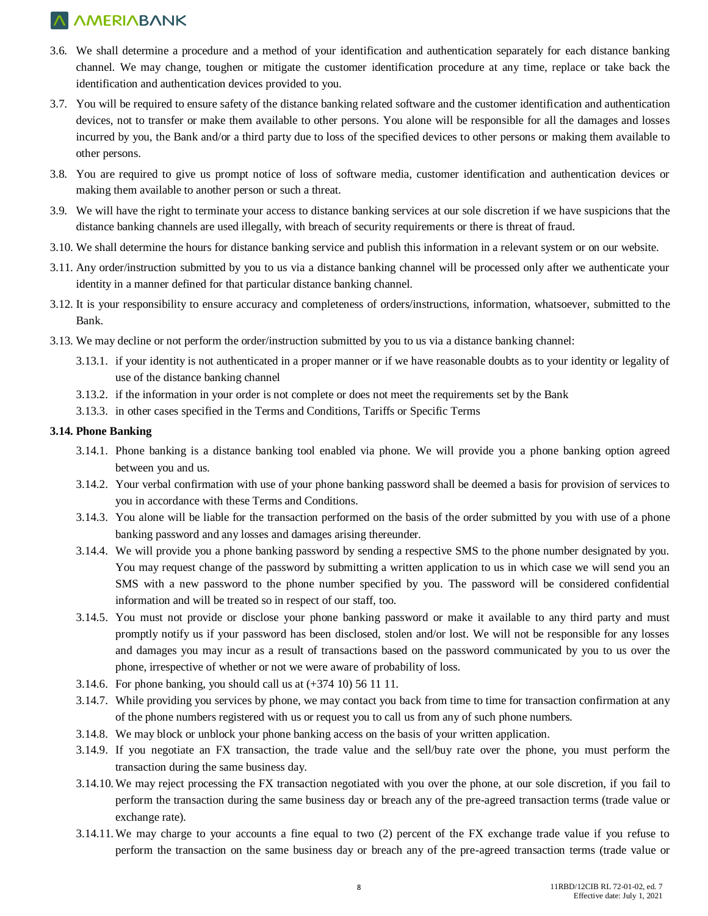3.6. We shall determine a procedure and a method of your identification and authentication separately for each distance banking channel. We may change, toughen or mitigate the customer identification procedure at any time, replace or take back the identification and authentication devices provided to you.

3.7. You will be required to ensure safety of the distance banking related software and the customer identification and authentication devices, not to transfer or make them available to other persons. You alone will be responsible for all the damages and losses incurred by you, the Bank and/or a third party due to loss of the specified devices to other persons or making them available to other persons.

3.8. You are required to give us prompt notice of loss of software media, customer identification and authentication devices or making them available to another person or such a threat.

3.9. We will have the right to terminate your access to distance banking services at our sole discretion if we have suspicions that the distance banking channels are used illegally, with breach of security requirements or there is threat of fraud.

3.10. We shall determine the hours for distance banking service and publish this information in a relevant system or on our website.

3.11. Any order/instruction submitted by you to us via a distance banking channel will be processed only after we authenticate your identity in a manner defined for that particular distance banking channel.

3.12. It is your responsibility to ensure accuracy and completeness of orders/instructions, information, whatsoever, submitted to the Bank.

3.13. We may decline or not perform the order/instruction submitted by you to us via a distance banking channel:

- 3.13.1. if your identity is not authenticated in a proper manner or if we have reasonable doubts as to your identity or legality of use of the distance banking channel
- 3.13.2. if the information in your order is not complete or does not meet the requirements set by the Bank
- 3.13.3. in other cases specified in the Terms and Conditions, Tariffs or Specific Terms

**3.14. Phone Banking**

- 3.14.1. Phone banking is a distance banking tool enabled via phone. We will provide you a phone banking option agreed between you and us.
- 3.14.2. Your verbal confirmation with use of your phone banking password shall be deemed a basis for provision of services to you in accordance with these Terms and Conditions.
- 3.14.3. You alone will be liable for the transaction performed on the basis of the order submitted by you with use of a phone banking password and any losses and damages arising thereunder.
- 3.14.4. We will provide you a phone banking password by sending a respective SMS to the phone number designated by you. You may request change of the password by submitting a written application to us in which case we will send you an SMS with a new password to the phone number specified by you. The password will be considered confidential information and will be treated so in respect of our staff, too.
- 3.14.5. You must not provide or disclose your phone banking password or make it available to any third party and must promptly notify us if your password has been disclosed, stolen and/or lost. We will not be responsible for any losses and damages you may incur as a result of transactions based on the password communicated by you to us over the phone, irrespective of whether or not we were aware of probability of loss.
- 3.14.6. For phone banking, you should call us at (+374 10) 56 11 11.
- 3.14.7. While providing you services by phone, we may contact you back from time to time for transaction confirmation at any of the phone numbers registered with us or request you to call us from any of such phone numbers.
- 3.14.8. We may block or unblock your phone banking access on the basis of your written application.
- 3.14.9. If you negotiate an FX transaction, the trade value and the sell/buy rate over the phone, you must perform the transaction during the same business day.
- 3.14.10. We may reject processing the FX transaction negotiated with you over the phone, at our sole discretion, if you fail to perform the transaction during the same business day or breach any of the pre-agreed transaction terms (trade value or exchange rate).
- 3.14.11. We may charge to your accounts a fine equal to two (2) percent of the FX exchange trade value if you refuse to perform the transaction on the same business day or breach any of the pre-agreed transaction terms (trade value or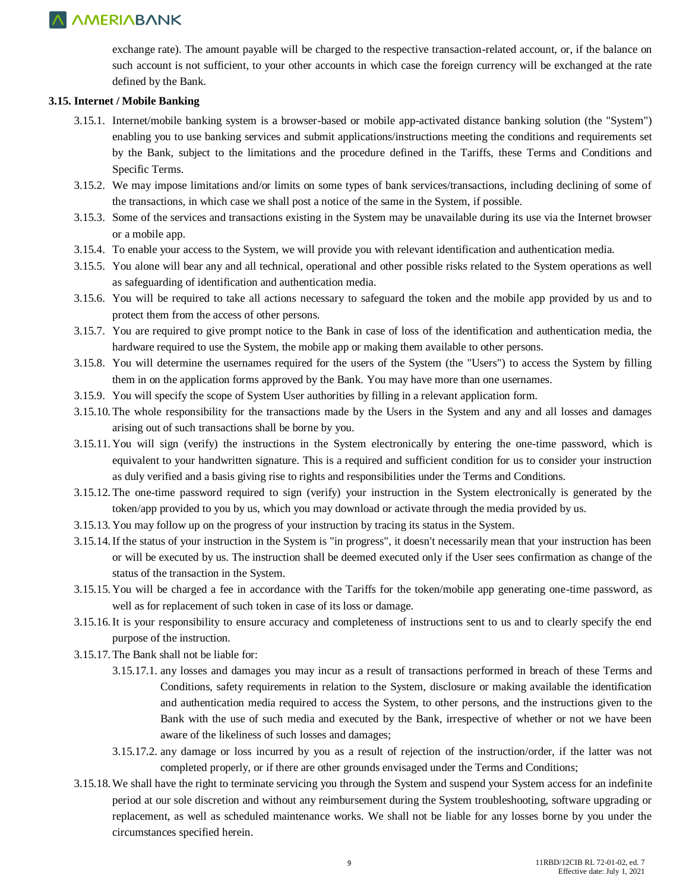exchange rate). The amount payable will be charged to the respective transaction-related account, or, if the balance on such account is not sufficient, to your other accounts in which case the foreign currency will be exchanged at the rate defined by the Bank.

**3.15. Internet / Mobile Banking**

3.15.1. Internet/mobile banking system is a browser-based or mobile app-activated distance banking solution (the "System") enabling you to use banking services and submit applications/instructions meeting the conditions and requirements set by the Bank, subject to the limitations and the procedure defined in the Tariffs, these Terms and Conditions and Specific Terms.

3.15.2. We may impose limitations and/or limits on some types of bank services/transactions, including declining of some of the transactions, in which case we shall post a notice of the same in the System, if possible.

3.15.3. Some of the services and transactions existing in the System may be unavailable during its use via the Internet browser or a mobile app.

3.15.4. To enable your access to the System, we will provide you with relevant identification and authentication media.

3.15.5. You alone will bear any and all technical, operational and other possible risks related to the System operations as well as safeguarding of identification and authentication media.

3.15.6. You will be required to take all actions necessary to safeguard the token and the mobile app provided by us and to protect them from the access of other persons.

3.15.7. You are required to give prompt notice to the Bank in case of loss of the identification and authentication media, the hardware required to use the System, the mobile app or making them available to other persons.

3.15.8. You will determine the usernames required for the users of the System (the "Users") to access the System by filling them in on the application forms approved by the Bank. You may have more than one usernames.

3.15.9. You will specify the scope of System User authorities by filling in a relevant application form.

3.15.10. The whole responsibility for the transactions made by the Users in the System and any and all losses and damages arising out of such transactions shall be borne by you.

3.15.11. You will sign (verify) the instructions in the System electronically by entering the one-time password, which is equivalent to your handwritten signature. This is a required and sufficient condition for us to consider your instruction as duly verified and a basis giving rise to rights and responsibilities under the Terms and Conditions.

3.15.12. The one-time password required to sign (verify) your instruction in the System electronically is generated by the token/app provided to you by us, which you may download or activate through the media provided by us.

3.15.13. You may follow up on the progress of your instruction by tracing its status in the System.

3.15.14. If the status of your instruction in the System is "in progress", it doesn't necessarily mean that your instruction has been or will be executed by us. The instruction shall be deemed executed only if the User sees confirmation as change of the status of the transaction in the System.

3.15.15. You will be charged a fee in accordance with the Tariffs for the token/mobile app generating one-time password, as well as for replacement of such token in case of its loss or damage.

3.15.16. It is your responsibility to ensure accuracy and completeness of instructions sent to us and to clearly specify the end purpose of the instruction.

3.15.17. The Bank shall not be liable for:

3.15.17.1. any losses and damages you may incur as a result of transactions performed in breach of these Terms and Conditions, safety requirements in relation to the System, disclosure or making available the identification and authentication media required to access the System, to other persons, and the instructions given to the Bank with the use of such media and executed by the Bank, irrespective of whether or not we have been aware of the likeliness of such losses and damages;

3.15.17.2. any damage or loss incurred by you as a result of rejection of the instruction/order, if the latter was not completed properly, or if there are other grounds envisaged under the Terms and Conditions;

3.15.18. We shall have the right to terminate servicing you through the System and suspend your System access for an indefinite period at our sole discretion and without any reimbursement during the System troubleshooting, software upgrading or replacement, as well as scheduled maintenance works. We shall not be liable for any losses borne by you under the circumstances specified herein.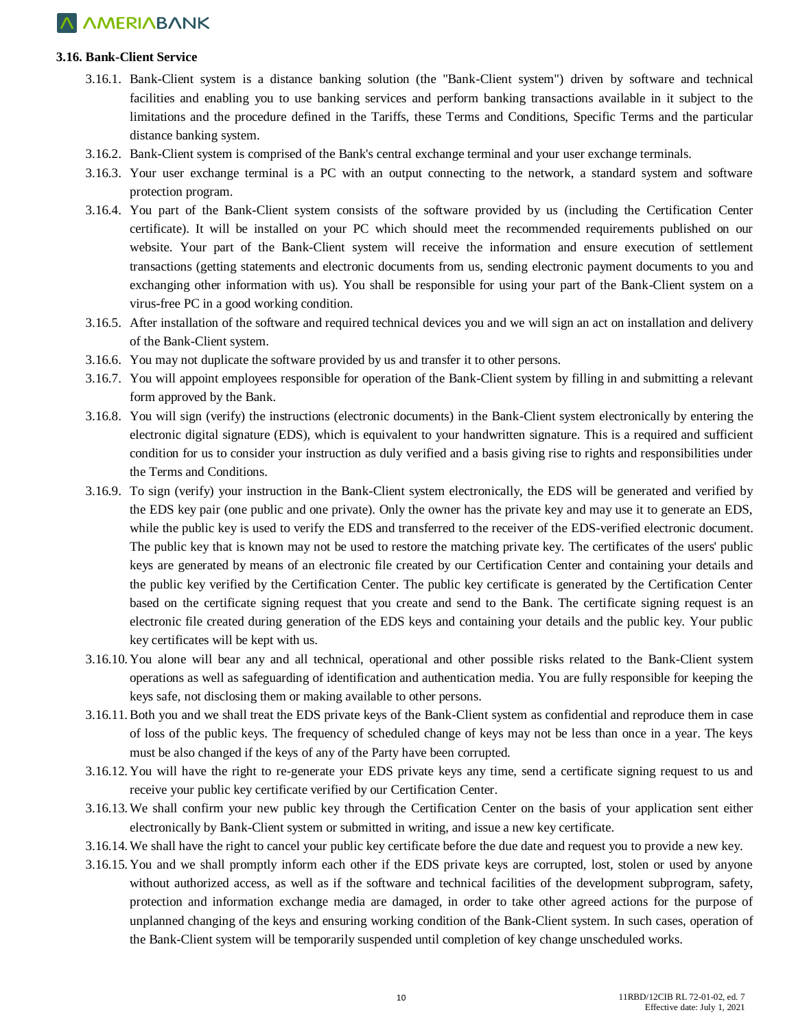### 3.16. Bank-Client Service

3.16.1. Bank-Client system is a distance banking solution (the "Bank-Client system") driven by software and technical facilities and enabling you to use banking services and perform banking transactions available in it subject to the limitations and the procedure defined in the Tariffs, these Terms and Conditions, Specific Terms and the particular distance banking system.

3.16.2. Bank-Client system is comprised of the Bank's central exchange terminal and your user exchange terminals.

3.16.3. Your user exchange terminal is a PC with an output connecting to the network, a standard system and software protection program.

3.16.4. You part of the Bank-Client system consists of the software provided by us (including the Certification Center certificate). It will be installed on your PC which should meet the recommended requirements published on our website. Your part of the Bank-Client system will receive the information and ensure execution of settlement transactions (getting statements and electronic documents from us, sending electronic payment documents to you and exchanging other information with us). You shall be responsible for using your part of the Bank-Client system on a virus-free PC in a good working condition.

3.16.5. After installation of the software and required technical devices you and we will sign an act on installation and delivery of the Bank-Client system.

3.16.6. You may not duplicate the software provided by us and transfer it to other persons.

3.16.7. You will appoint employees responsible for operation of the Bank-Client system by filling in and submitting a relevant form approved by the Bank.

3.16.8. You will sign (verify) the instructions (electronic documents) in the Bank-Client system electronically by entering the electronic digital signature (EDS), which is equivalent to your handwritten signature. This is a required and sufficient condition for us to consider your instruction as duly verified and a basis giving rise to rights and responsibilities under the Terms and Conditions.

3.16.9. To sign (verify) your instruction in the Bank-Client system electronically, the EDS will be generated and verified by the EDS key pair (one public and one private). Only the owner has the private key and may use it to generate an EDS, while the public key is used to verify the EDS and transferred to the receiver of the EDS-verified electronic document. The public key that is known may not be used to restore the matching private key. The certificates of the users' public keys are generated by means of an electronic file created by our Certification Center and containing your details and the public key verified by the Certification Center. The public key certificate is generated by the Certification Center based on the certificate signing request that you create and send to the Bank. The certificate signing request is an electronic file created during generation of the EDS keys and containing your details and the public key. Your public key certificates will be kept with us.

3.16.10. You alone will bear any and all technical, operational and other possible risks related to the Bank-Client system operations as well as safeguarding of identification and authentication media. You are fully responsible for keeping the keys safe, not disclosing them or making available to other persons.

3.16.11. Both you and we shall treat the EDS private keys of the Bank-Client system as confidential and reproduce them in case of loss of the public keys. The frequency of scheduled change of keys may not be less than once in a year. The keys must be also changed if the keys of any of the Party have been corrupted.

3.16.12. You will have the right to re-generate your EDS private keys any time, send a certificate signing request to us and receive your public key certificate verified by our Certification Center.

3.16.13. We shall confirm your new public key through the Certification Center on the basis of your application sent either electronically by Bank-Client system or submitted in writing, and issue a new key certificate.

3.16.14. We shall have the right to cancel your public key certificate before the due date and request you to provide a new key.

3.16.15. You and we shall promptly inform each other if the EDS private keys are corrupted, lost, stolen or used by anyone without authorized access, as well as if the software and technical facilities of the development subprogram, safety, protection and information exchange media are damaged, in order to take other agreed actions for the purpose of unplanned changing of the keys and ensuring working condition of the Bank-Client system. In such cases, operation of the Bank-Client system will be temporarily suspended until completion of key change unscheduled works.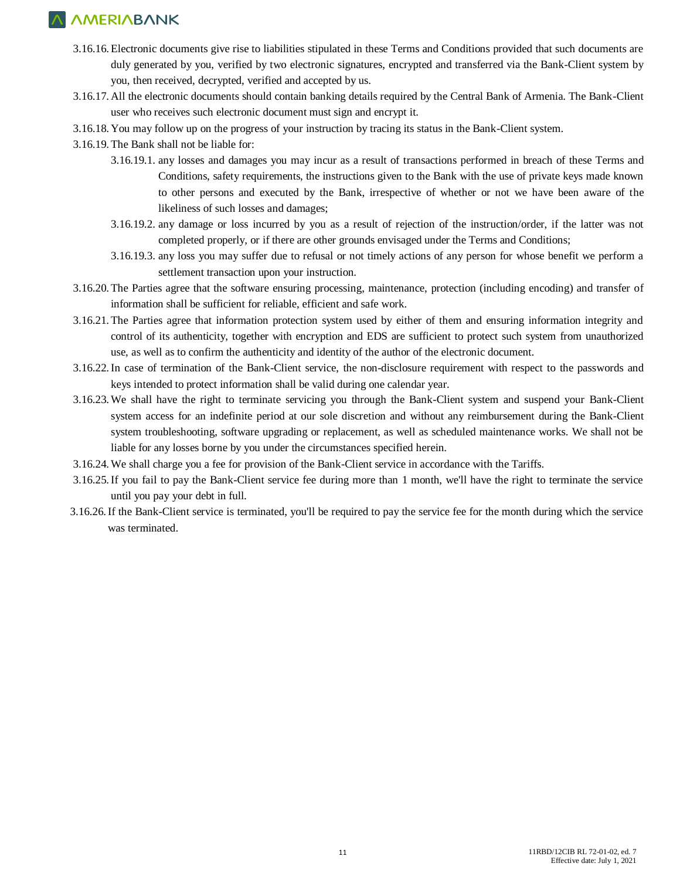3.16.16. Electronic documents give rise to liabilities stipulated in these Terms and Conditions provided that such documents are duly generated by you, verified by two electronic signatures, encrypted and transferred via the Bank-Client system by you, then received, decrypted, verified and accepted by us.

3.16.17. All the electronic documents should contain banking details required by the Central Bank of Armenia. The Bank-Client user who receives such electronic document must sign and encrypt it.

3.16.18. You may follow up on the progress of your instruction by tracing its status in the Bank-Client system.

3.16.19. The Bank shall not be liable for:

- 3.16.19.1. any losses and damages you may incur as a result of transactions performed in breach of these Terms and Conditions, safety requirements, the instructions given to the Bank with the use of private keys made known to other persons and executed by the Bank, irrespective of whether or not we have been aware of the likeliness of such losses and damages;
- 3.16.19.2. any damage or loss incurred by you as a result of rejection of the instruction/order, if the latter was not completed properly, or if there are other grounds envisaged under the Terms and Conditions;
- 3.16.19.3. any loss you may suffer due to refusal or not timely actions of any person for whose benefit we perform a settlement transaction upon your instruction.

3.16.20. The Parties agree that the software ensuring processing, maintenance, protection (including encoding) and transfer of information shall be sufficient for reliable, efficient and safe work.

3.16.21. The Parties agree that information protection system used by either of them and ensuring information integrity and control of its authenticity, together with encryption and EDS are sufficient to protect such system from unauthorized use, as well as to confirm the authenticity and identity of the author of the electronic document.

3.16.22. In case of termination of the Bank-Client service, the non-disclosure requirement with respect to the passwords and keys intended to protect information shall be valid during one calendar year.

3.16.23. We shall have the right to terminate servicing you through the Bank-Client system and suspend your Bank-Client system access for an indefinite period at our sole discretion and without any reimbursement during the Bank-Client system troubleshooting, software upgrading or replacement, as well as scheduled maintenance works. We shall not be liable for any losses borne by you under the circumstances specified herein.

3.16.24. We shall charge you a fee for provision of the Bank-Client service in accordance with the Tariffs.

3.16.25. If you fail to pay the Bank-Client service fee during more than 1 month, we'll have the right to terminate the service until you pay your debt in full.

3.16.26. If the Bank-Client service is terminated, you'll be required to pay the service fee for the month during which the service was terminated.